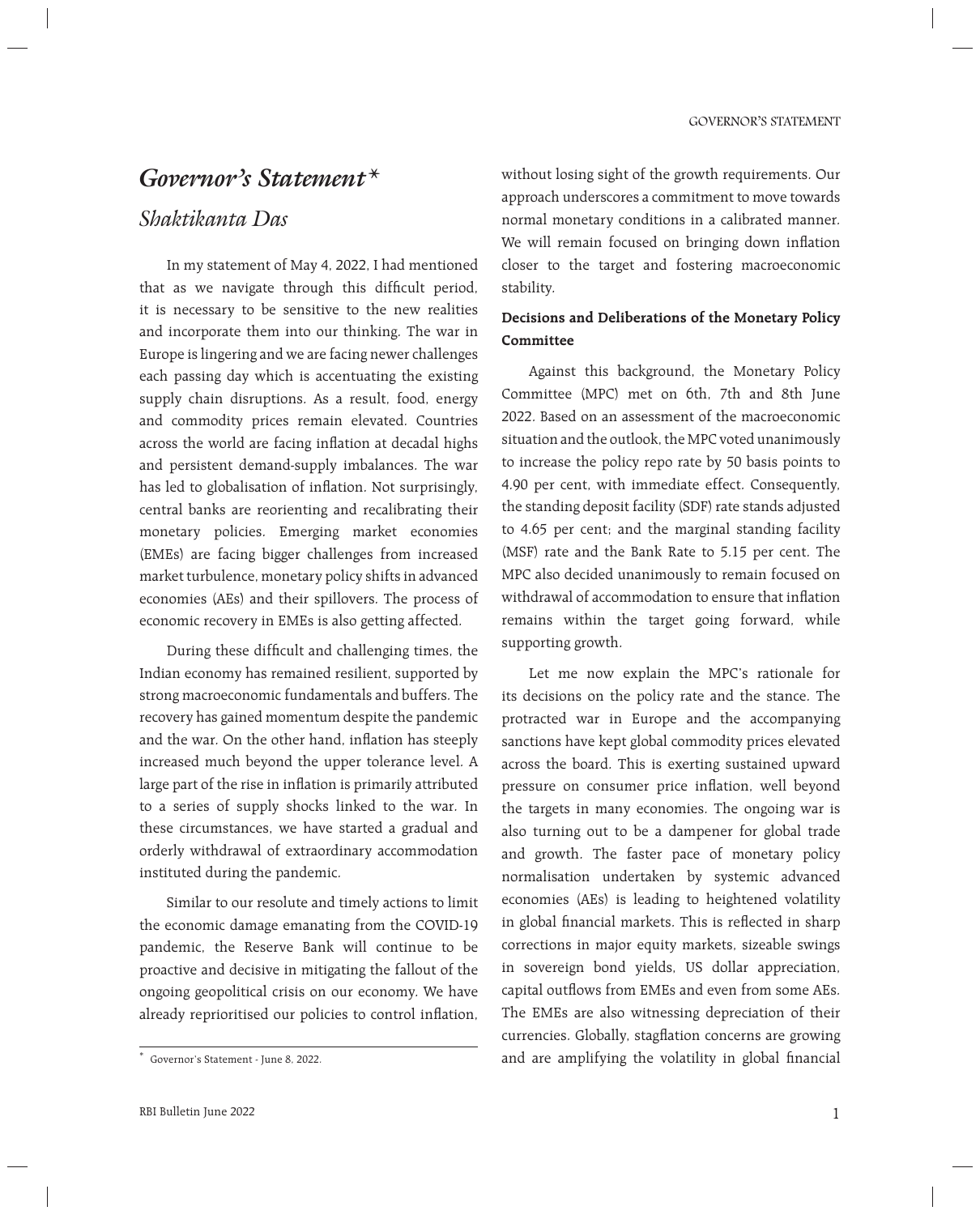# *Governor's Statement*[*]

## *Shaktikanta Das*

In my statement of May 4, 2022, I had mentioned that as we navigate through this difficult period, it is necessary to be sensitive to the new realities and incorporate them into our thinking. The war in Europe is lingering and we are facing newer challenges each passing day which is accentuating the existing supply chain disruptions. As a result, food, energy and commodity prices remain elevated. Countries across the world are facing inflation at decadal highs and persistent demand-supply imbalances. The war has led to globalisation of inflation. Not surprisingly, central banks are reorienting and recalibrating their monetary policies. Emerging market economies (EMEs) are facing bigger challenges from increased market turbulence, monetary policy shifts in advanced economies (AEs) and their spillovers. The process of economic recovery in EMEs is also getting affected.

During these difficult and challenging times, the Indian economy has remained resilient, supported by strong macroeconomic fundamentals and buffers. The recovery has gained momentum despite the pandemic and the war. On the other hand, inflation has steeply increased much beyond the upper tolerance level. A large part of the rise in inflation is primarily attributed to a series of supply shocks linked to the war. In these circumstances, we have started a gradual and orderly withdrawal of extraordinary accommodation instituted during the pandemic.

Similar to our resolute and timely actions to limit the economic damage emanating from the COVID-19 pandemic, the Reserve Bank will continue to be proactive and decisive in mitigating the fallout of the ongoing geopolitical crisis on our economy. We have already reprioritised our policies to control inflation, without losing sight of the growth requirements. Our approach underscores a commitment to move towards normal monetary conditions in a calibrated manner. We will remain focused on bringing down inflation closer to the target and fostering macroeconomic stability.

**Decisions and Deliberations of the Monetary Policy Committee**

Against this background, the Monetary Policy Committee (MPC) met on 6th, 7th and 8th June 2022. Based on an assessment of the macroeconomic situation and the outlook, the MPC voted unanimously to increase the policy repo rate by 50 basis points to 4.90 per cent, with immediate effect. Consequently, the standing deposit facility (SDF) rate stands adjusted to 4.65 per cent; and the marginal standing facility (MSF) rate and the Bank Rate to 5.15 per cent. The MPC also decided unanimously to remain focused on withdrawal of accommodation to ensure that inflation remains within the target going forward, while supporting growth.

Let me now explain the MPC's rationale for its decisions on the policy rate and the stance. The protracted war in Europe and the accompanying sanctions have kept global commodity prices elevated across the board. This is exerting sustained upward pressure on consumer price inflation, well beyond the targets in many economies. The ongoing war is also turning out to be a dampener for global trade and growth. The faster pace of monetary policy normalisation undertaken by systemic advanced economies (AEs) is leading to heightened volatility in global financial markets. This is reflected in sharp corrections in major equity markets, sizeable swings in sovereign bond yields, US dollar appreciation, capital outflows from EMEs and even from some AEs. The EMEs are also witnessing depreciation of their currencies. Globally, stagflation concerns are growing and are amplifying the volatility in global financial

---

[*] Governor's Statement - June 8, 2022.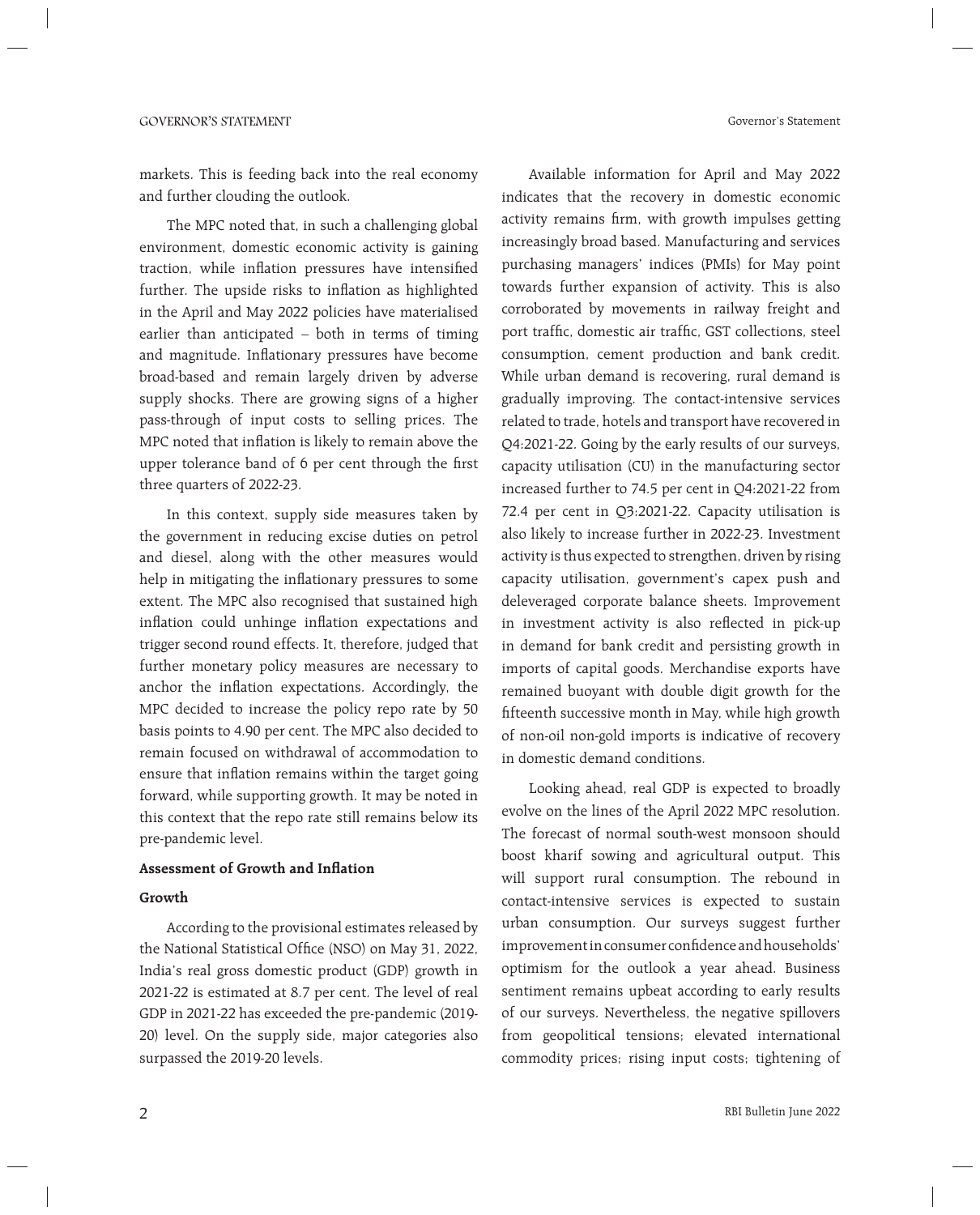markets. This is feeding back into the real economy and further clouding the outlook.

The MPC noted that, in such a challenging global environment, domestic economic activity is gaining traction, while inflation pressures have intensified further. The upside risks to inflation as highlighted in the April and May 2022 policies have materialised earlier than anticipated – both in terms of timing and magnitude. Inflationary pressures have become broad-based and remain largely driven by adverse supply shocks. There are growing signs of a higher pass-through of input costs to selling prices. The MPC noted that inflation is likely to remain above the upper tolerance band of 6 per cent through the first three quarters of 2022-23.

In this context, supply side measures taken by the government in reducing excise duties on petrol and diesel, along with the other measures would help in mitigating the inflationary pressures to some extent. The MPC also recognised that sustained high inflation could unhinge inflation expectations and trigger second round effects. It, therefore, judged that further monetary policy measures are necessary to anchor the inflation expectations. Accordingly, the MPC decided to increase the policy repo rate by 50 basis points to 4.90 per cent. The MPC also decided to remain focused on withdrawal of accommodation to ensure that inflation remains within the target going forward, while supporting growth. It may be noted in this context that the repo rate still remains below its pre-pandemic level.

## Assessment of Growth and Inflation

### Growth

According to the provisional estimates released by the National Statistical Office (NSO) on May 31, 2022, India's real gross domestic product (GDP) growth in 2021-22 is estimated at 8.7 per cent. The level of real GDP in 2021-22 has exceeded the pre-pandemic (2019-20) level. On the supply side, major categories also surpassed the 2019-20 levels.

Available information for April and May 2022 indicates that the recovery in domestic economic activity remains firm, with growth impulses getting increasingly broad based. Manufacturing and services purchasing managers' indices (PMIs) for May point towards further expansion of activity. This is also corroborated by movements in railway freight and port traffic, domestic air traffic, GST collections, steel consumption, cement production and bank credit. While urban demand is recovering, rural demand is gradually improving. The contact-intensive services related to trade, hotels and transport have recovered in Q4:2021-22. Going by the early results of our surveys, capacity utilisation (CU) in the manufacturing sector increased further to 74.5 per cent in Q4:2021-22 from 72.4 per cent in Q3:2021-22. Capacity utilisation is also likely to increase further in 2022-23. Investment activity is thus expected to strengthen, driven by rising capacity utilisation, government's capex push and deleveraged corporate balance sheets. Improvement in investment activity is also reflected in pick-up in demand for bank credit and persisting growth in imports of capital goods. Merchandise exports have remained buoyant with double digit growth for the fifteenth successive month in May, while high growth of non-oil non-gold imports is indicative of recovery in domestic demand conditions.

Looking ahead, real GDP is expected to broadly evolve on the lines of the April 2022 MPC resolution. The forecast of normal south-west monsoon should boost kharif sowing and agricultural output. This will support rural consumption. The rebound in contact-intensive services is expected to sustain urban consumption. Our surveys suggest further improvement in consumer confidence and households' optimism for the outlook a year ahead. Business sentiment remains upbeat according to early results of our surveys. Nevertheless, the negative spillovers from geopolitical tensions; elevated international commodity prices; rising input costs; tightening of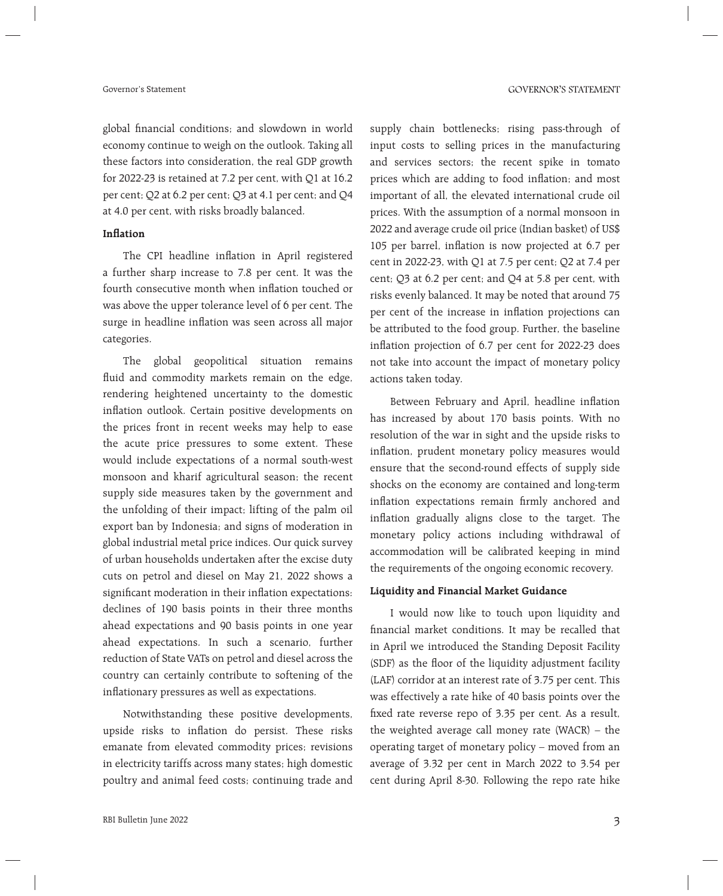global financial conditions; and slowdown in world economy continue to weigh on the outlook. Taking all these factors into consideration, the real GDP growth for 2022-23 is retained at 7.2 per cent, with Q1 at 16.2 per cent; Q2 at 6.2 per cent; Q3 at 4.1 per cent; and Q4 at 4.0 per cent, with risks broadly balanced.

**Inflation**

The CPI headline inflation in April registered a further sharp increase to 7.8 per cent. It was the fourth consecutive month when inflation touched or was above the upper tolerance level of 6 per cent. The surge in headline inflation was seen across all major categories.

The global geopolitical situation remains fluid and commodity markets remain on the edge, rendering heightened uncertainty to the domestic inflation outlook. Certain positive developments on the prices front in recent weeks may help to ease the acute price pressures to some extent. These would include expectations of a normal south-west monsoon and kharif agricultural season; the recent supply side measures taken by the government and the unfolding of their impact; lifting of the palm oil export ban by Indonesia; and signs of moderation in global industrial metal price indices. Our quick survey of urban households undertaken after the excise duty cuts on petrol and diesel on May 21, 2022 shows a significant moderation in their inflation expectations: declines of 190 basis points in their three months ahead expectations and 90 basis points in one year ahead expectations. In such a scenario, further reduction of State VATs on petrol and diesel across the country can certainly contribute to softening of the inflationary pressures as well as expectations.

Notwithstanding these positive developments, upside risks to inflation do persist. These risks emanate from elevated commodity prices; revisions in electricity tariffs across many states; high domestic poultry and animal feed costs; continuing trade and supply chain bottlenecks; rising pass-through of input costs to selling prices in the manufacturing and services sectors; the recent spike in tomato prices which are adding to food inflation; and most important of all, the elevated international crude oil prices. With the assumption of a normal monsoon in 2022 and average crude oil price (Indian basket) of US$ 105 per barrel, inflation is now projected at 6.7 per cent in 2022-23, with Q1 at 7.5 per cent; Q2 at 7.4 per cent; Q3 at 6.2 per cent; and Q4 at 5.8 per cent, with risks evenly balanced. It may be noted that around 75 per cent of the increase in inflation projections can be attributed to the food group. Further, the baseline inflation projection of 6.7 per cent for 2022-23 does not take into account the impact of monetary policy actions taken today.

Between February and April, headline inflation has increased by about 170 basis points. With no resolution of the war in sight and the upside risks to inflation, prudent monetary policy measures would ensure that the second-round effects of supply side shocks on the economy are contained and long-term inflation expectations remain firmly anchored and inflation gradually aligns close to the target. The monetary policy actions including withdrawal of accommodation will be calibrated keeping in mind the requirements of the ongoing economic recovery.

**Liquidity and Financial Market Guidance**

I would now like to touch upon liquidity and financial market conditions. It may be recalled that in April we introduced the Standing Deposit Facility (SDF) as the floor of the liquidity adjustment facility (LAF) corridor at an interest rate of 3.75 per cent. This was effectively a rate hike of 40 basis points over the fixed rate reverse repo of 3.35 per cent. As a result, the weighted average call money rate (WACR) – the operating target of monetary policy – moved from an average of 3.32 per cent in March 2022 to 3.54 per cent during April 8-30. Following the repo rate hike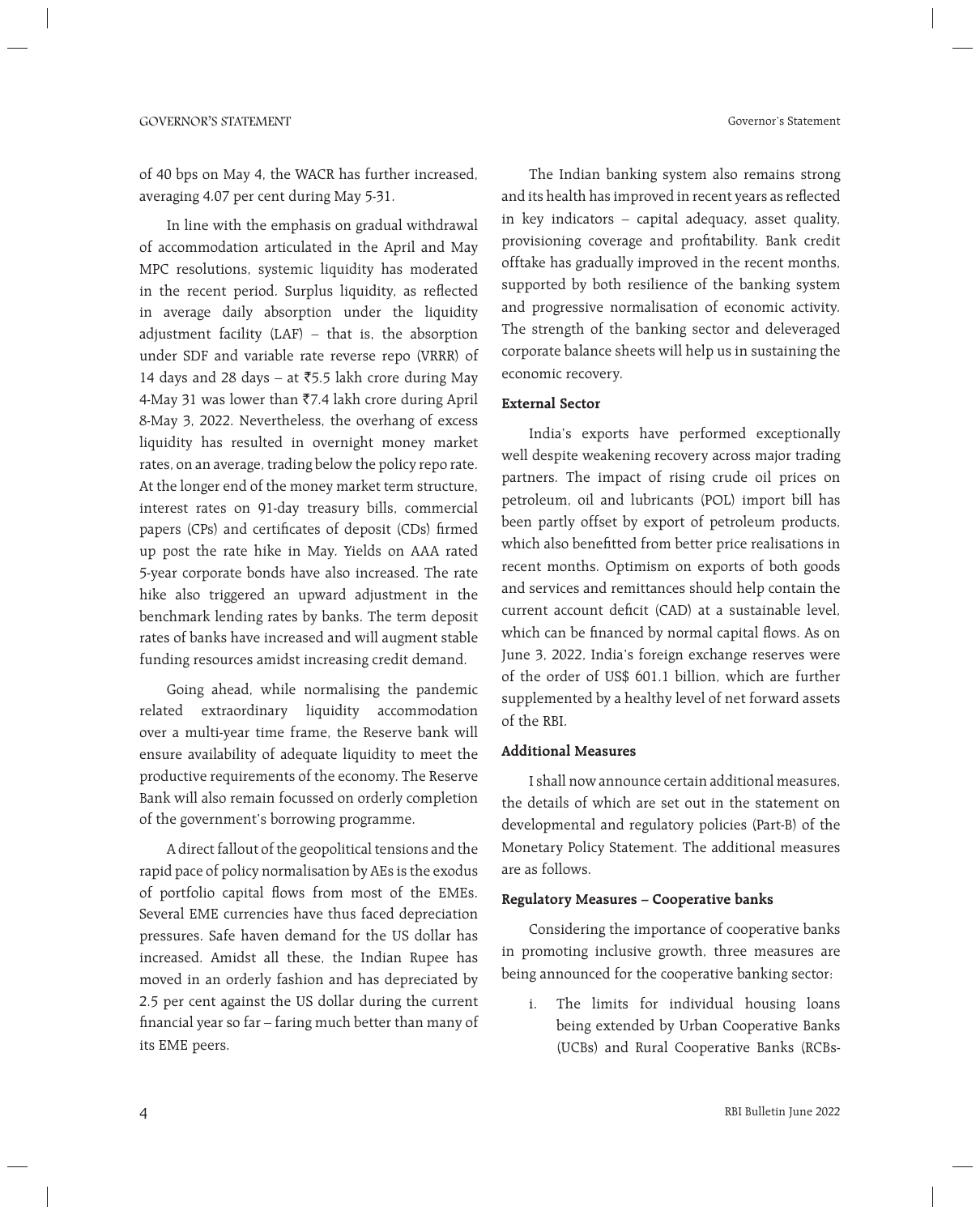of 40 bps on May 4, the WACR has further increased, averaging 4.07 per cent during May 5-31.

In line with the emphasis on gradual withdrawal of accommodation articulated in the April and May MPC resolutions, systemic liquidity has moderated in the recent period. Surplus liquidity, as reflected in average daily absorption under the liquidity adjustment facility (LAF) – that is, the absorption under SDF and variable rate reverse repo (VRRR) of 14 days and 28 days – at ₹5.5 lakh crore during May 4-May 31 was lower than ₹7.4 lakh crore during April 8-May 3, 2022. Nevertheless, the overhang of excess liquidity has resulted in overnight money market rates, on an average, trading below the policy repo rate. At the longer end of the money market term structure, interest rates on 91-day treasury bills, commercial papers (CPs) and certificates of deposit (CDs) firmed up post the rate hike in May. Yields on AAA rated 5-year corporate bonds have also increased. The rate hike also triggered an upward adjustment in the benchmark lending rates by banks. The term deposit rates of banks have increased and will augment stable funding resources amidst increasing credit demand.

Going ahead, while normalising the pandemic related extraordinary liquidity accommodation over a multi-year time frame, the Reserve bank will ensure availability of adequate liquidity to meet the productive requirements of the economy. The Reserve Bank will also remain focussed on orderly completion of the government's borrowing programme.

A direct fallout of the geopolitical tensions and the rapid pace of policy normalisation by AEs is the exodus of portfolio capital flows from most of the EMEs. Several EME currencies have thus faced depreciation pressures. Safe haven demand for the US dollar has increased. Amidst all these, the Indian Rupee has moved in an orderly fashion and has depreciated by 2.5 per cent against the US dollar during the current financial year so far – faring much better than many of its EME peers.

The Indian banking system also remains strong and its health has improved in recent years as reflected in key indicators – capital adequacy, asset quality, provisioning coverage and profitability. Bank credit offtake has gradually improved in the recent months, supported by both resilience of the banking system and progressive normalisation of economic activity. The strength of the banking sector and deleveraged corporate balance sheets will help us in sustaining the economic recovery.

**External Sector**

India's exports have performed exceptionally well despite weakening recovery across major trading partners. The impact of rising crude oil prices on petroleum, oil and lubricants (POL) import bill has been partly offset by export of petroleum products, which also benefitted from better price realisations in recent months. Optimism on exports of both goods and services and remittances should help contain the current account deficit (CAD) at a sustainable level, which can be financed by normal capital flows. As on June 3, 2022, India's foreign exchange reserves were of the order of US$ 601.1 billion, which are further supplemented by a healthy level of net forward assets of the RBI.

**Additional Measures**

I shall now announce certain additional measures, the details of which are set out in the statement on developmental and regulatory policies (Part-B) of the Monetary Policy Statement. The additional measures are as follows.

**Regulatory Measures – Cooperative banks**

Considering the importance of cooperative banks in promoting inclusive growth, three measures are being announced for the cooperative banking sector:

i. The limits for individual housing loans being extended by Urban Cooperative Banks (UCBs) and Rural Cooperative Banks (RCBs-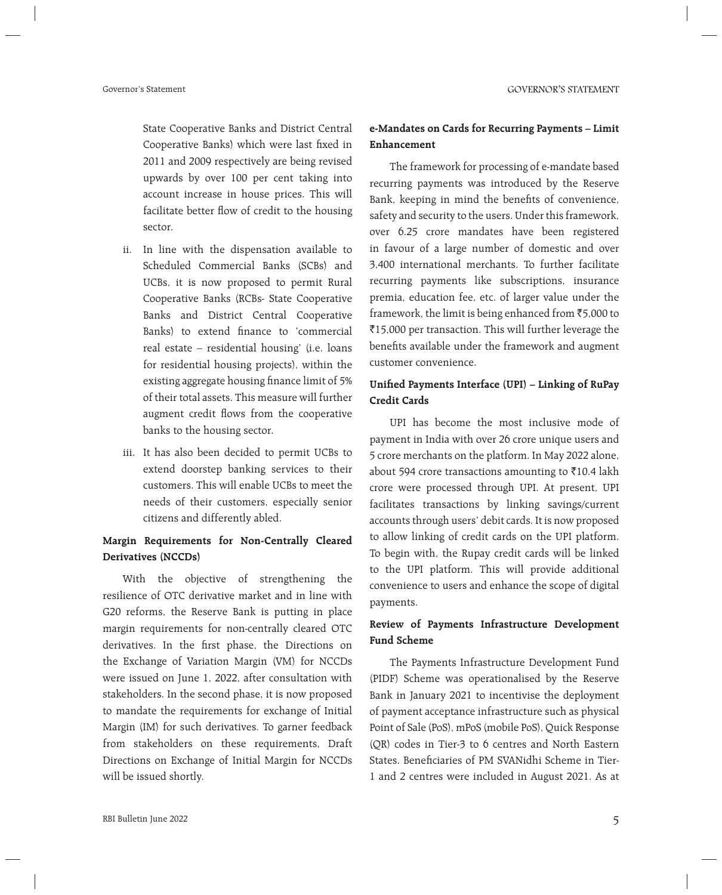State Cooperative Banks and District Central Cooperative Banks) which were last fixed in 2011 and 2009 respectively are being revised upwards by over 100 per cent taking into account increase in house prices. This will facilitate better flow of credit to the housing sector.

ii. In line with the dispensation available to Scheduled Commercial Banks (SCBs) and UCBs, it is now proposed to permit Rural Cooperative Banks (RCBs- State Cooperative Banks and District Central Cooperative Banks) to extend finance to 'commercial real estate – residential housing' (i.e. loans for residential housing projects), within the existing aggregate housing finance limit of 5% of their total assets. This measure will further augment credit flows from the cooperative banks to the housing sector.

iii. It has also been decided to permit UCBs to extend doorstep banking services to their customers. This will enable UCBs to meet the needs of their customers, especially senior citizens and differently abled.

**Margin Requirements for Non-Centrally Cleared Derivatives (NCCDs)**

With the objective of strengthening the resilience of OTC derivative market and in line with G20 reforms, the Reserve Bank is putting in place margin requirements for non-centrally cleared OTC derivatives. In the first phase, the Directions on the Exchange of Variation Margin (VM) for NCCDs were issued on June 1, 2022, after consultation with stakeholders. In the second phase, it is now proposed to mandate the requirements for exchange of Initial Margin (IM) for such derivatives. To garner feedback from stakeholders on these requirements, Draft Directions on Exchange of Initial Margin for NCCDs will be issued shortly.

**e-Mandates on Cards for Recurring Payments – Limit Enhancement**

The framework for processing of e-mandate based recurring payments was introduced by the Reserve Bank, keeping in mind the benefits of convenience, safety and security to the users. Under this framework, over 6.25 crore mandates have been registered in favour of a large number of domestic and over 3,400 international merchants. To further facilitate recurring payments like subscriptions, insurance premia, education fee, etc. of larger value under the framework, the limit is being enhanced from ₹5,000 to ₹15,000 per transaction. This will further leverage the benefits available under the framework and augment customer convenience.

**Unified Payments Interface (UPI) – Linking of RuPay Credit Cards**

UPI has become the most inclusive mode of payment in India with over 26 crore unique users and 5 crore merchants on the platform. In May 2022 alone, about 594 crore transactions amounting to ₹10.4 lakh crore were processed through UPI. At present, UPI facilitates transactions by linking savings/current accounts through users' debit cards. It is now proposed to allow linking of credit cards on the UPI platform. To begin with, the Rupay credit cards will be linked to the UPI platform. This will provide additional convenience to users and enhance the scope of digital payments.

**Review of Payments Infrastructure Development Fund Scheme**

The Payments Infrastructure Development Fund (PIDF) Scheme was operationalised by the Reserve Bank in January 2021 to incentivise the deployment of payment acceptance infrastructure such as physical Point of Sale (PoS), mPoS (mobile PoS), Quick Response (QR) codes in Tier-3 to 6 centres and North Eastern States. Beneficiaries of PM SVANidhi Scheme in Tier-1 and 2 centres were included in August 2021. As at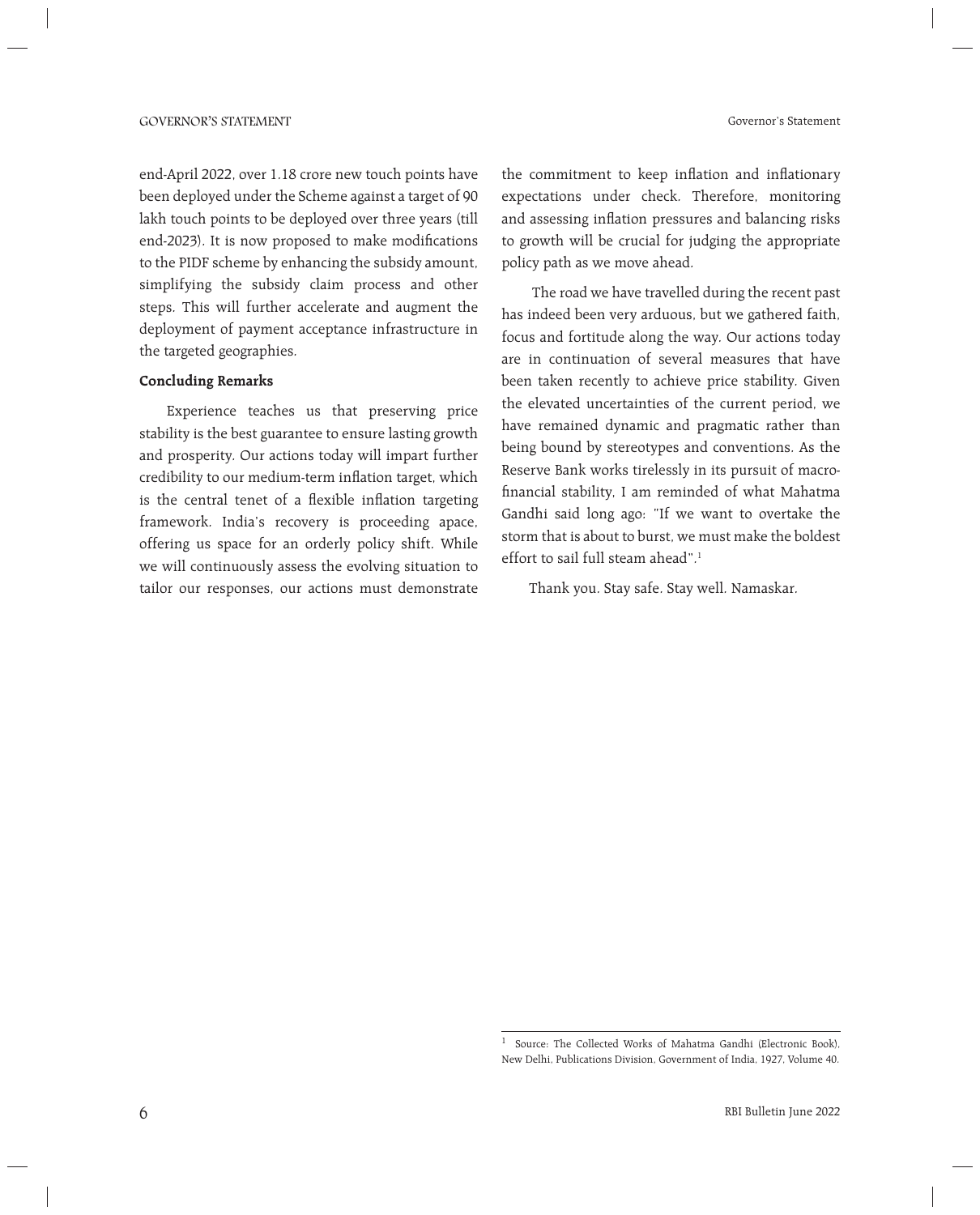end-April 2022, over 1.18 crore new touch points have been deployed under the Scheme against a target of 90 lakh touch points to be deployed over three years (till end-2023). It is now proposed to make modifications to the PIDF scheme by enhancing the subsidy amount, simplifying the subsidy claim process and other steps. This will further accelerate and augment the deployment of payment acceptance infrastructure in the targeted geographies.

**Concluding Remarks**

Experience teaches us that preserving price stability is the best guarantee to ensure lasting growth and prosperity. Our actions today will impart further credibility to our medium-term inflation target, which is the central tenet of a flexible inflation targeting framework. India's recovery is proceeding apace, offering us space for an orderly policy shift. While we will continuously assess the evolving situation to tailor our responses, our actions must demonstrate the commitment to keep inflation and inflationary expectations under check. Therefore, monitoring and assessing inflation pressures and balancing risks to growth will be crucial for judging the appropriate policy path as we move ahead.

The road we have travelled during the recent past has indeed been very arduous, but we gathered faith, focus and fortitude along the way. Our actions today are in continuation of several measures that have been taken recently to achieve price stability. Given the elevated uncertainties of the current period, we have remained dynamic and pragmatic rather than being bound by stereotypes and conventions. As the Reserve Bank works tirelessly in its pursuit of macro-financial stability, I am reminded of what Mahatma Gandhi said long ago: "If we want to overtake the storm that is about to burst, we must make the boldest effort to sail full steam ahead".[1]

Thank you. Stay safe. Stay well. Namaskar.

[1] Source: The Collected Works of Mahatma Gandhi (Electronic Book), New Delhi, Publications Division, Government of India, 1927, Volume 40.